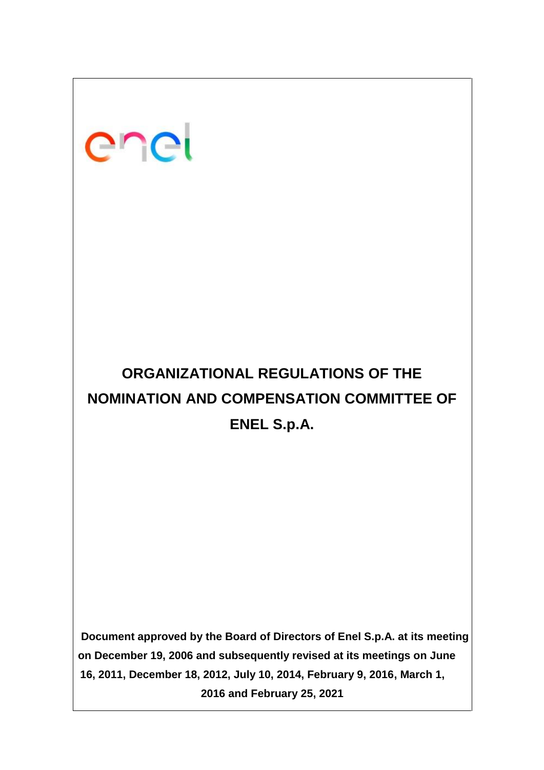# ORGANIZATIONAL REGULATIONS OF THE NOMINATION AND COMPENSATION COMMITTEE OF ENEL S.p.A.

**Document approved by the Board of Directors of Enel S.p.A. at its meeting on December 19, 2006 and subsequently revised at its meetings on June 16, 2011, December 18, 2012, July 10, 2014, February 9, 2016, March 1, 2016 and February 25, 2021**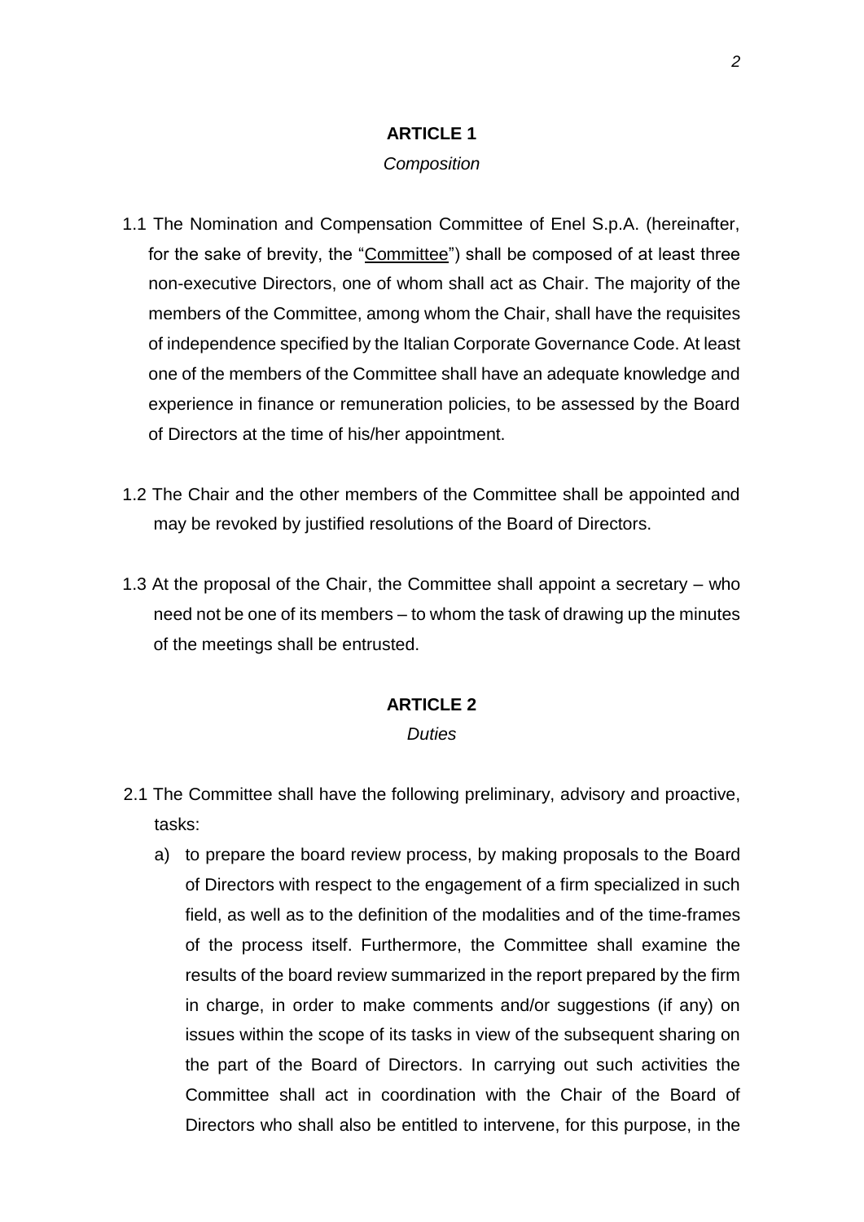## ARTICLE 1

*Composition*

1.1 The Nomination and Compensation Committee of Enel S.p.A. (hereinafter, for the sake of brevity, the "Committee") shall be composed of at least three non-executive Directors, one of whom shall act as Chair. The majority of the members of the Committee, among whom the Chair, shall have the requisites of independence specified by the Italian Corporate Governance Code. At least one of the members of the Committee shall have an adequate knowledge and experience in finance or remuneration policies, to be assessed by the Board of Directors at the time of his/her appointment.

1.2 The Chair and the other members of the Committee shall be appointed and may be revoked by justified resolutions of the Board of Directors.

1.3 At the proposal of the Chair, the Committee shall appoint a secretary – who need not be one of its members – to whom the task of drawing up the minutes of the meetings shall be entrusted.

## ARTICLE 2

*Duties*

2.1 The Committee shall have the following preliminary, advisory and proactive, tasks:

a) to prepare the board review process, by making proposals to the Board of Directors with respect to the engagement of a firm specialized in such field, as well as to the definition of the modalities and of the time-frames of the process itself. Furthermore, the Committee shall examine the results of the board review summarized in the report prepared by the firm in charge, in order to make comments and/or suggestions (if any) on issues within the scope of its tasks in view of the subsequent sharing on the part of the Board of Directors. In carrying out such activities the Committee shall act in coordination with the Chair of the Board of Directors who shall also be entitled to intervene, for this purpose, in the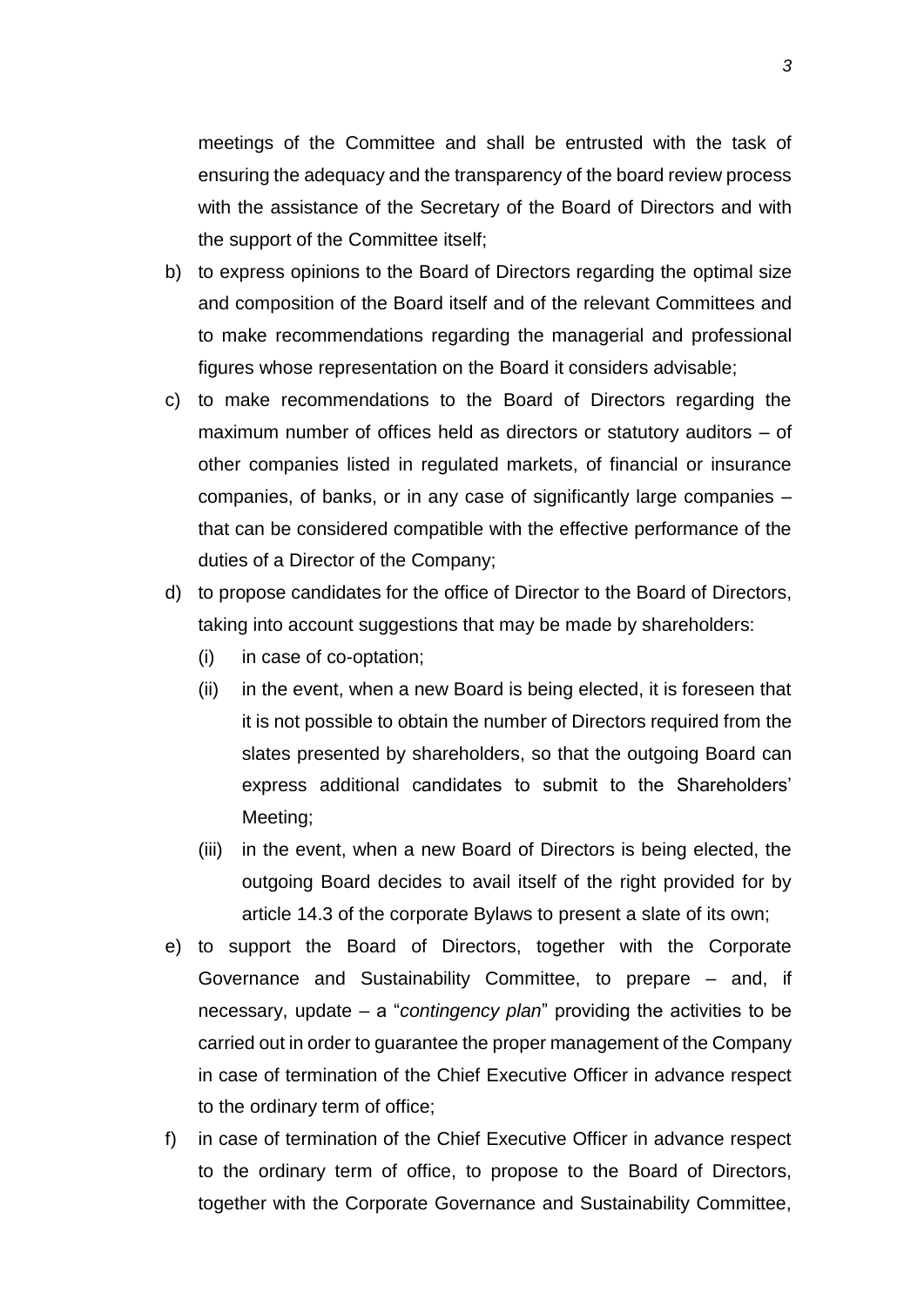meetings of the Committee and shall be entrusted with the task of ensuring the adequacy and the transparency of the board review process with the assistance of the Secretary of the Board of Directors and with the support of the Committee itself;

b) to express opinions to the Board of Directors regarding the optimal size and composition of the Board itself and of the relevant Committees and to make recommendations regarding the managerial and professional figures whose representation on the Board it considers advisable;

c) to make recommendations to the Board of Directors regarding the maximum number of offices held as directors or statutory auditors – of other companies listed in regulated markets, of financial or insurance companies, of banks, or in any case of significantly large companies – that can be considered compatible with the effective performance of the duties of a Director of the Company;

d) to propose candidates for the office of Director to the Board of Directors, taking into account suggestions that may be made by shareholders:

   (i) in case of co-optation;

   (ii) in the event, when a new Board is being elected, it is foreseen that it is not possible to obtain the number of Directors required from the slates presented by shareholders, so that the outgoing Board can express additional candidates to submit to the Shareholders' Meeting;

   (iii) in the event, when a new Board of Directors is being elected, the outgoing Board decides to avail itself of the right provided for by article 14.3 of the corporate Bylaws to present a slate of its own;

e) to support the Board of Directors, together with the Corporate Governance and Sustainability Committee, to prepare – and, if necessary, update – a "*contingency plan*" providing the activities to be carried out in order to guarantee the proper management of the Company in case of termination of the Chief Executive Officer in advance respect to the ordinary term of office;

f) in case of termination of the Chief Executive Officer in advance respect to the ordinary term of office, to propose to the Board of Directors, together with the Corporate Governance and Sustainability Committee,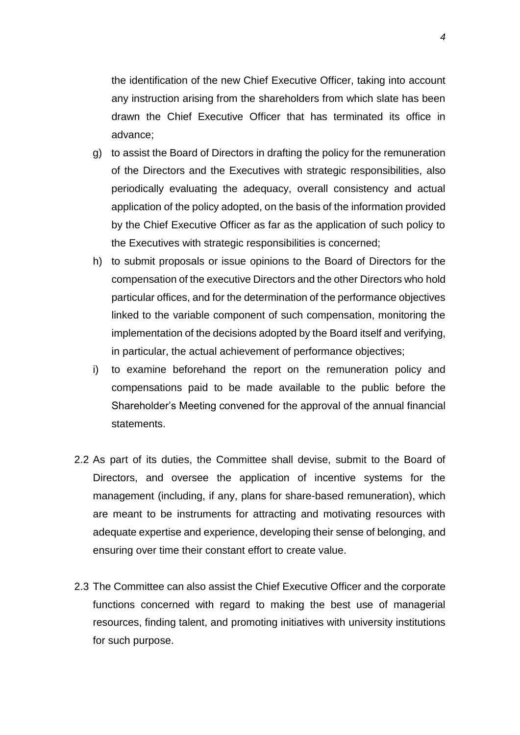the identification of the new Chief Executive Officer, taking into account any instruction arising from the shareholders from which slate has been drawn the Chief Executive Officer that has terminated its office in advance;

g) to assist the Board of Directors in drafting the policy for the remuneration of the Directors and the Executives with strategic responsibilities, also periodically evaluating the adequacy, overall consistency and actual application of the policy adopted, on the basis of the information provided by the Chief Executive Officer as far as the application of such policy to the Executives with strategic responsibilities is concerned;

h) to submit proposals or issue opinions to the Board of Directors for the compensation of the executive Directors and the other Directors who hold particular offices, and for the determination of the performance objectives linked to the variable component of such compensation, monitoring the implementation of the decisions adopted by the Board itself and verifying, in particular, the actual achievement of performance objectives;

i) to examine beforehand the report on the remuneration policy and compensations paid to be made available to the public before the Shareholder's Meeting convened for the approval of the annual financial statements.

2.2 As part of its duties, the Committee shall devise, submit to the Board of Directors, and oversee the application of incentive systems for the management (including, if any, plans for share-based remuneration), which are meant to be instruments for attracting and motivating resources with adequate expertise and experience, developing their sense of belonging, and ensuring over time their constant effort to create value.

2.3 The Committee can also assist the Chief Executive Officer and the corporate functions concerned with regard to making the best use of managerial resources, finding talent, and promoting initiatives with university institutions for such purpose.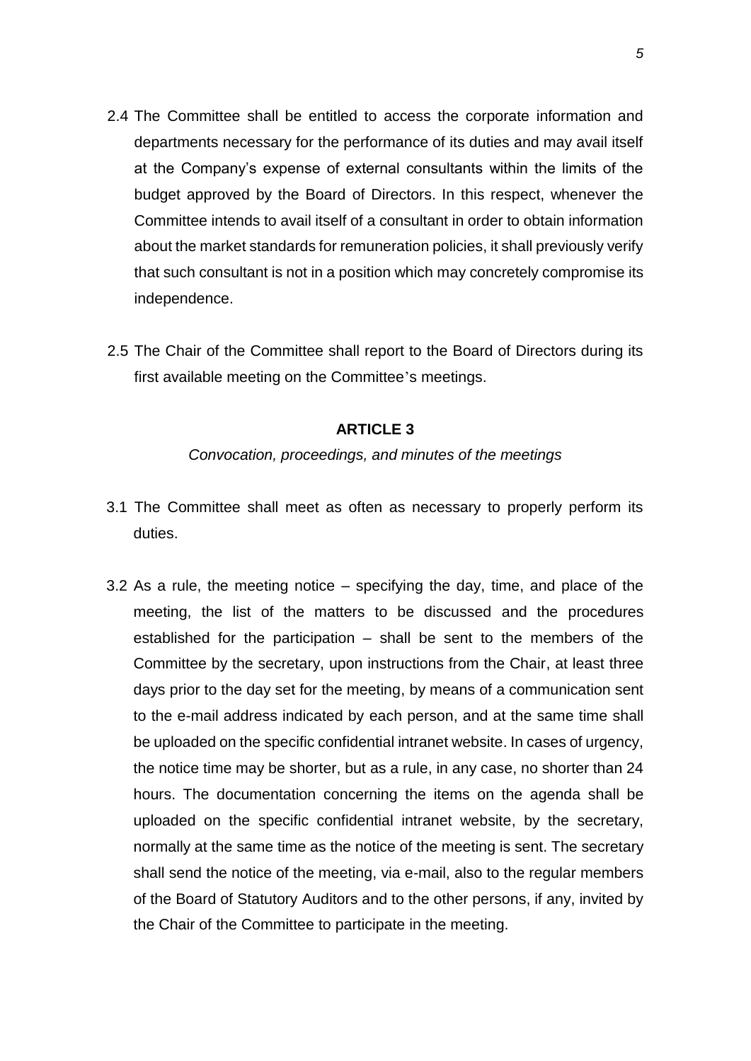2.4 The Committee shall be entitled to access the corporate information and departments necessary for the performance of its duties and may avail itself at the Company's expense of external consultants within the limits of the budget approved by the Board of Directors. In this respect, whenever the Committee intends to avail itself of a consultant in order to obtain information about the market standards for remuneration policies, it shall previously verify that such consultant is not in a position which may concretely compromise its independence.

2.5 The Chair of the Committee shall report to the Board of Directors during its first available meeting on the Committee's meetings.

## ARTICLE 3

*Convocation, proceedings, and minutes of the meetings*

3.1 The Committee shall meet as often as necessary to properly perform its duties.

3.2 As a rule, the meeting notice – specifying the day, time, and place of the meeting, the list of the matters to be discussed and the procedures established for the participation – shall be sent to the members of the Committee by the secretary, upon instructions from the Chair, at least three days prior to the day set for the meeting, by means of a communication sent to the e-mail address indicated by each person, and at the same time shall be uploaded on the specific confidential intranet website. In cases of urgency, the notice time may be shorter, but as a rule, in any case, no shorter than 24 hours. The documentation concerning the items on the agenda shall be uploaded on the specific confidential intranet website, by the secretary, normally at the same time as the notice of the meeting is sent. The secretary shall send the notice of the meeting, via e-mail, also to the regular members of the Board of Statutory Auditors and to the other persons, if any, invited by the Chair of the Committee to participate in the meeting.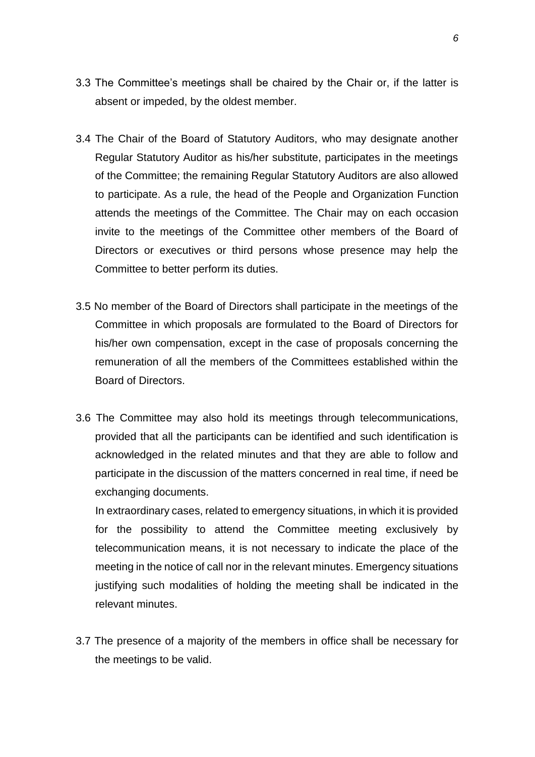3.3 The Committee's meetings shall be chaired by the Chair or, if the latter is absent or impeded, by the oldest member.

3.4 The Chair of the Board of Statutory Auditors, who may designate another Regular Statutory Auditor as his/her substitute, participates in the meetings of the Committee; the remaining Regular Statutory Auditors are also allowed to participate. As a rule, the head of the People and Organization Function attends the meetings of the Committee. The Chair may on each occasion invite to the meetings of the Committee other members of the Board of Directors or executives or third persons whose presence may help the Committee to better perform its duties.

3.5 No member of the Board of Directors shall participate in the meetings of the Committee in which proposals are formulated to the Board of Directors for his/her own compensation, except in the case of proposals concerning the remuneration of all the members of the Committees established within the Board of Directors.

3.6 The Committee may also hold its meetings through telecommunications, provided that all the participants can be identified and such identification is acknowledged in the related minutes and that they are able to follow and participate in the discussion of the matters concerned in real time, if need be exchanging documents.

In extraordinary cases, related to emergency situations, in which it is provided for the possibility to attend the Committee meeting exclusively by telecommunication means, it is not necessary to indicate the place of the meeting in the notice of call nor in the relevant minutes. Emergency situations justifying such modalities of holding the meeting shall be indicated in the relevant minutes.

3.7 The presence of a majority of the members in office shall be necessary for the meetings to be valid.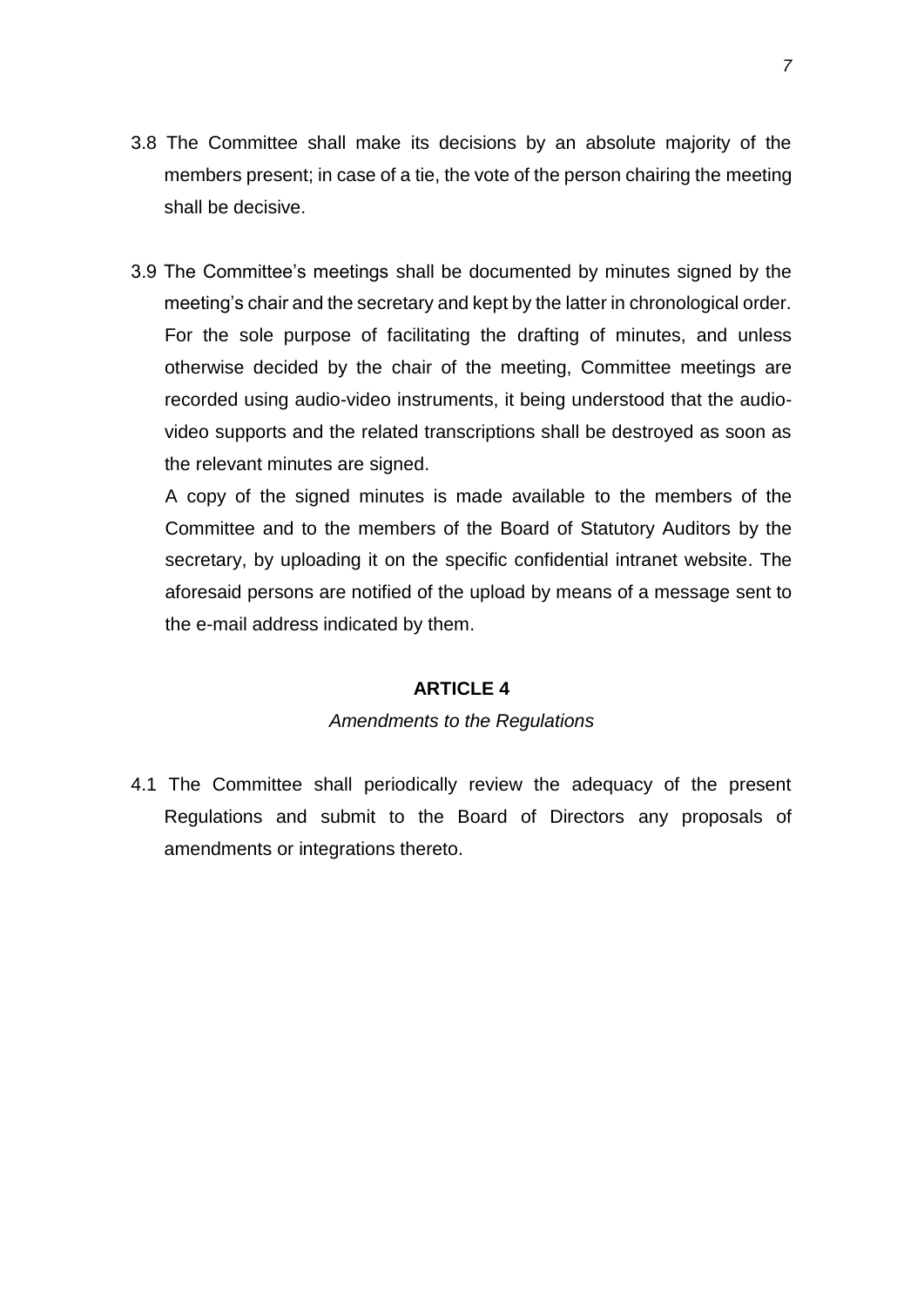3.8 The Committee shall make its decisions by an absolute majority of the members present; in case of a tie, the vote of the person chairing the meeting shall be decisive.

3.9 The Committee's meetings shall be documented by minutes signed by the meeting's chair and the secretary and kept by the latter in chronological order. For the sole purpose of facilitating the drafting of minutes, and unless otherwise decided by the chair of the meeting, Committee meetings are recorded using audio-video instruments, it being understood that the audio-video supports and the related transcriptions shall be destroyed as soon as the relevant minutes are signed.

A copy of the signed minutes is made available to the members of the Committee and to the members of the Board of Statutory Auditors by the secretary, by uploading it on the specific confidential intranet website. The aforesaid persons are notified of the upload by means of a message sent to the e-mail address indicated by them.

## ARTICLE 4

*Amendments to the Regulations*

4.1 The Committee shall periodically review the adequacy of the present Regulations and submit to the Board of Directors any proposals of amendments or integrations thereto.